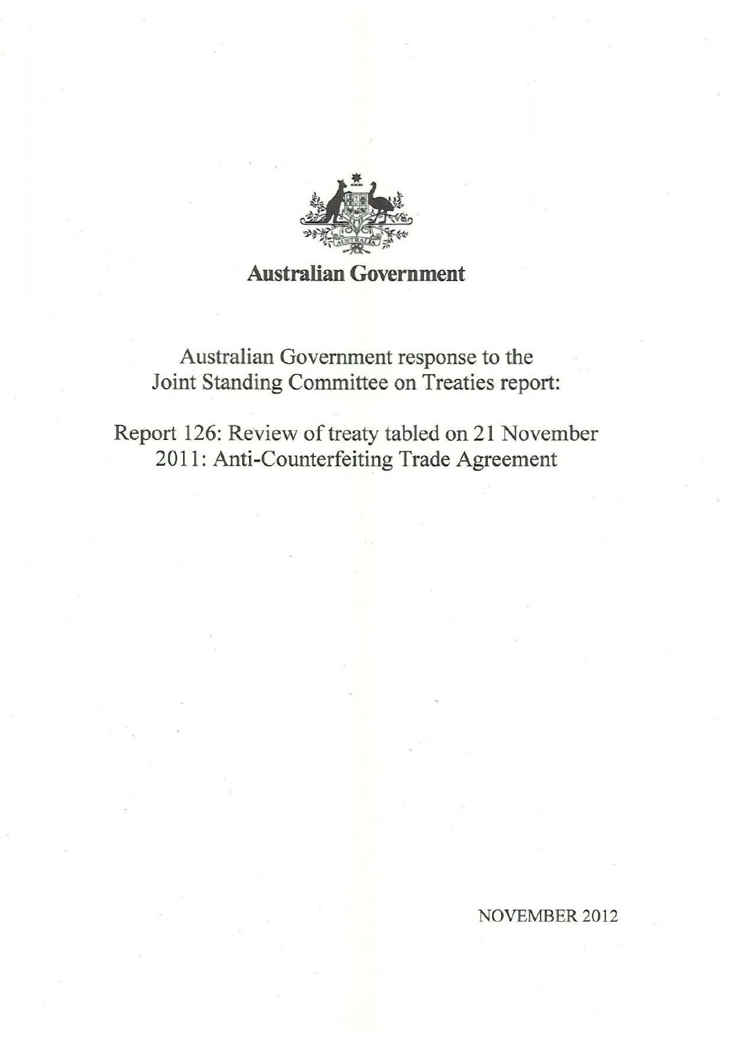**Australian Government**

# Australian Government response to the Joint Standing Committee on Treaties report:

## Report 126: Review of treaty tabled on 21 November 2011: Anti-Counterfeiting Trade Agreement

NOVEMBER 2012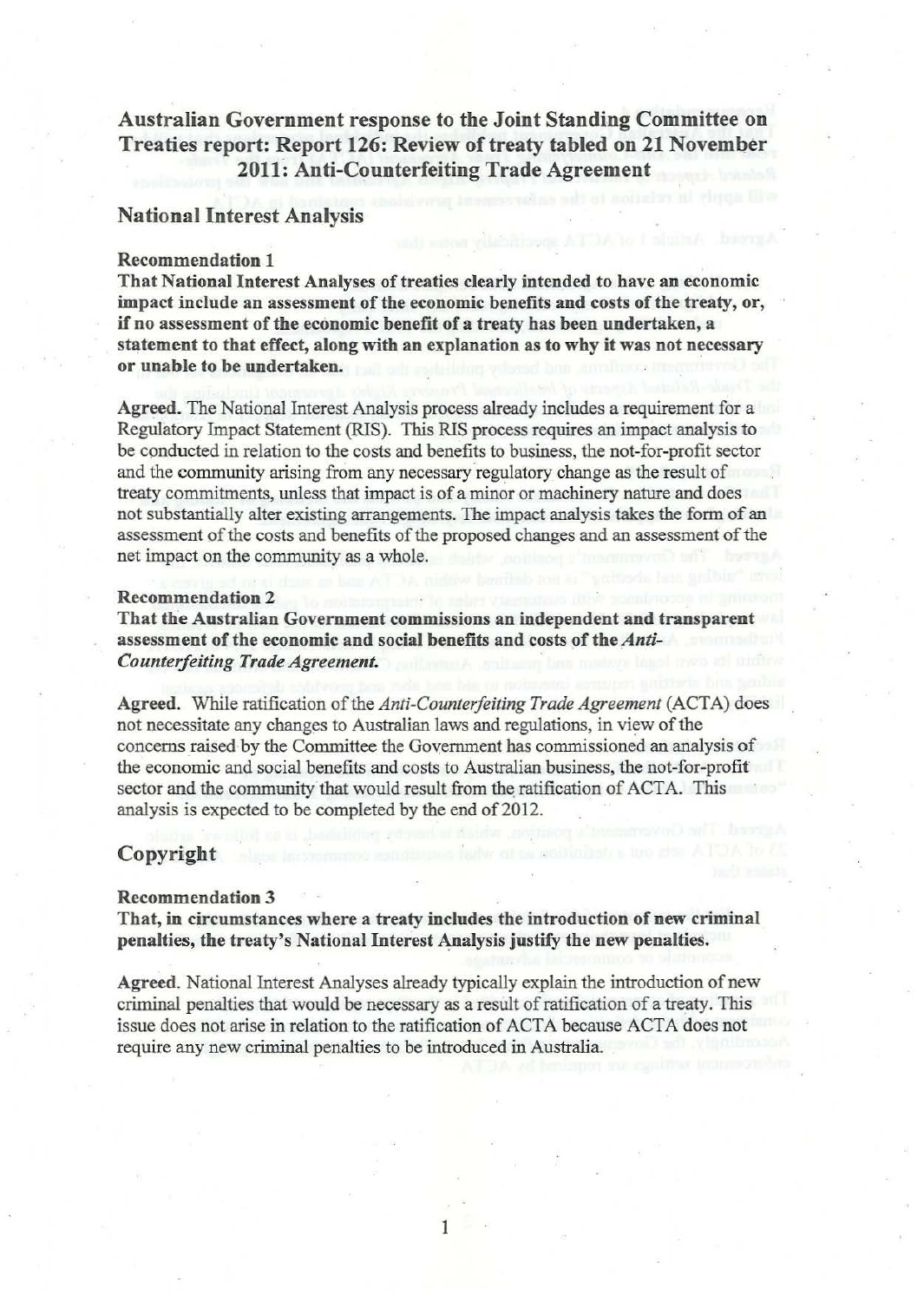# Australian Government response to the Joint Standing Committee on Treaties report: Report 126: Review of treaty tabled on 21 November 2011: Anti-Counterfeiting Trade Agreement

## National Interest Analysis

### Recommendation 1

**That National Interest Analyses of treaties clearly intended to have an economic impact include an assessment of the economic benefits and costs of the treaty, or, if no assessment of the economic benefit of a treaty has been undertaken, a statement to that effect, along with an explanation as to why it was not necessary or unable to be undertaken.**

**Agreed.** The National Interest Analysis process already includes a requirement for a Regulatory Impact Statement (RIS). This RIS process requires an impact analysis to be conducted in relation to the costs and benefits to business, the not-for-profit sector and the community arising from any necessary regulatory change as the result of treaty commitments, unless that impact is of a minor or machinery nature and does not substantially alter existing arrangements. The impact analysis takes the form of an assessment of the costs and benefits of the proposed changes and an assessment of the net impact on the community as a whole.

### Recommendation 2

**That the Australian Government commissions an independent and transparent assessment of the economic and social benefits and costs of the *Anti-Counterfeiting Trade Agreement*.**

**Agreed.** While ratification of the *Anti-Counterfeiting Trade Agreement* (ACTA) does not necessitate any changes to Australian laws and regulations, in view of the concerns raised by the Committee the Government has commissioned an analysis of the economic and social benefits and costs to Australian business, the not-for-profit sector and the community that would result from the ratification of ACTA. This analysis is expected to be completed by the end of 2012.

## Copyright

### Recommendation 3

**That, in circumstances where a treaty includes the introduction of new criminal penalties, the treaty's National Interest Analysis justify the new penalties.**

**Agreed.** National Interest Analyses already typically explain the introduction of new criminal penalties that would be necessary as a result of ratification of a treaty. This issue does not arise in relation to the ratification of ACTA because ACTA does not require any new criminal penalties to be introduced in Australia.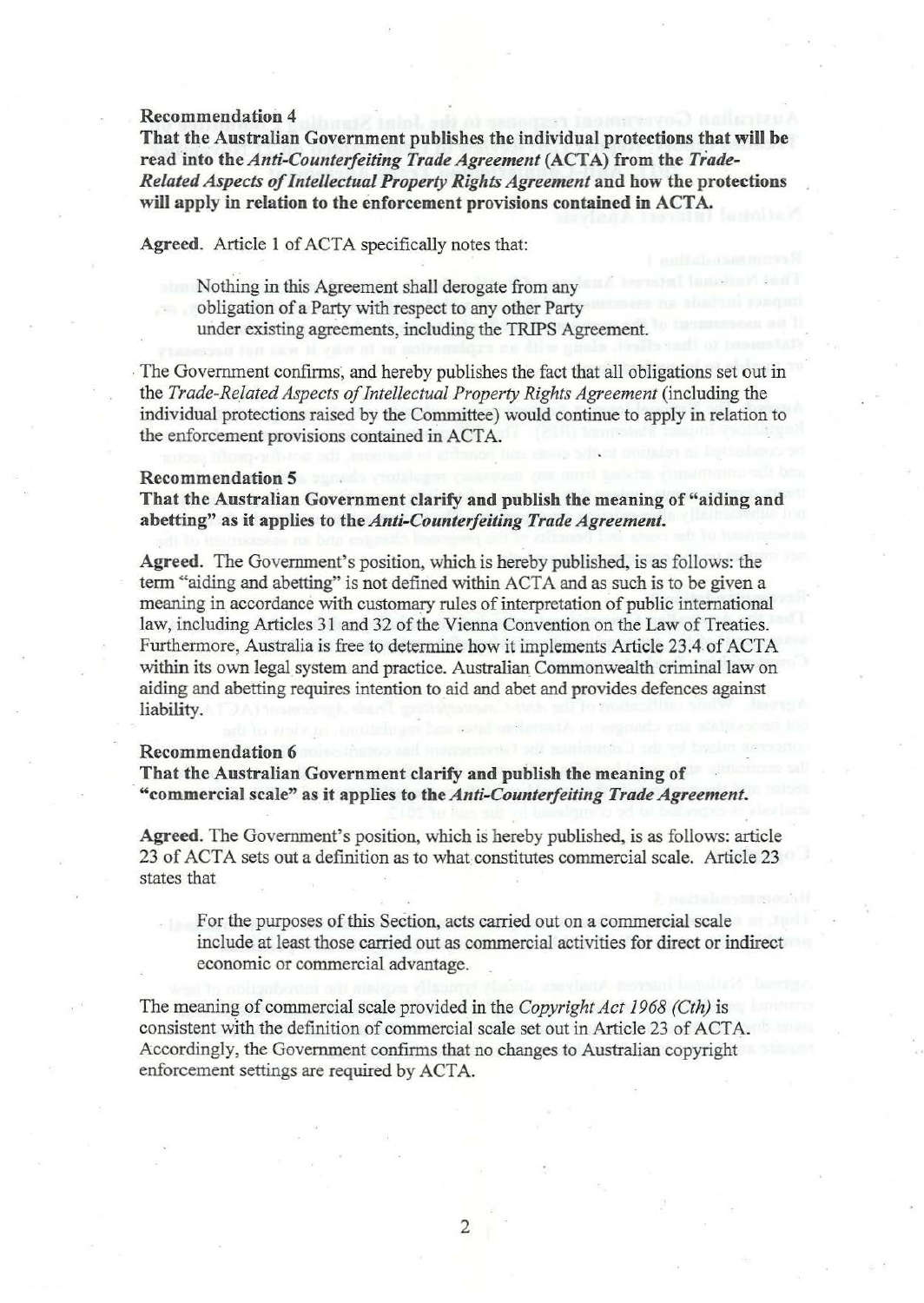**Recommendation 4**

**That the Australian Government publishes the individual protections that will be read into the *Anti-Counterfeiting Trade Agreement* (ACTA) from the *Trade-Related Aspects of Intellectual Property Rights Agreement* and how the protections will apply in relation to the enforcement provisions contained in ACTA.**

**Agreed.** Article 1 of ACTA specifically notes that:

> Nothing in this Agreement shall derogate from any obligation of a Party with respect to any other Party under existing agreements, including the TRIPS Agreement.

The Government confirms, and hereby publishes the fact that all obligations set out in the *Trade-Related Aspects of Intellectual Property Rights Agreement* (including the individual protections raised by the Committee) would continue to apply in relation to the enforcement provisions contained in ACTA.

**Recommendation 5**

**That the Australian Government clarify and publish the meaning of "aiding and abetting" as it applies to the *Anti-Counterfeiting Trade Agreement.***

**Agreed.** The Government's position, which is hereby published, is as follows: the term "aiding and abetting" is not defined within ACTA and as such is to be given a meaning in accordance with customary rules of interpretation of public international law, including Articles 31 and 32 of the Vienna Convention on the Law of Treaties. Furthermore, Australia is free to determine how it implements Article 23.4 of ACTA within its own legal system and practice. Australian Commonwealth criminal law on aiding and abetting requires intention to aid and abet and provides defences against liability.

**Recommendation 6**

**That the Australian Government clarify and publish the meaning of "commercial scale" as it applies to the *Anti-Counterfeiting Trade Agreement.***

**Agreed.** The Government's position, which is hereby published, is as follows: article 23 of ACTA sets out a definition as to what constitutes commercial scale. Article 23 states that

> For the purposes of this Section, acts carried out on a commercial scale include at least those carried out as commercial activities for direct or indirect economic or commercial advantage.

The meaning of commercial scale provided in the *Copyright Act 1968 (Cth)* is consistent with the definition of commercial scale set out in Article 23 of ACTA. Accordingly, the Government confirms that no changes to Australian copyright enforcement settings are required by ACTA.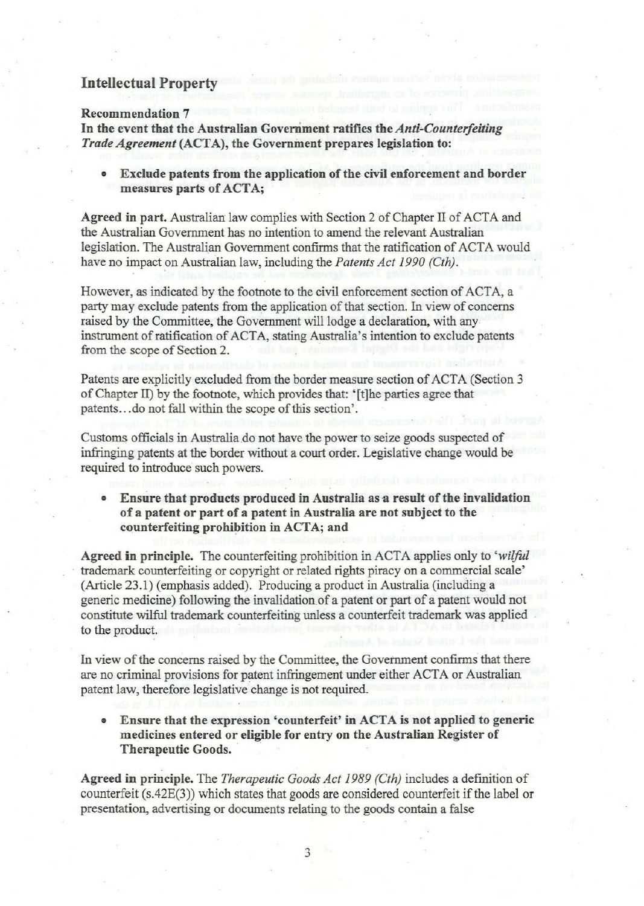## Intellectual Property

**Recommendation 7**

**In the event that the Australian Government ratifies the *Anti-Counterfeiting Trade Agreement* (ACTA), the Government prepares legislation to:**

- **Exclude patents from the application of the civil enforcement and border measures parts of ACTA;**

**Agreed in part.** Australian law complies with Section 2 of Chapter II of ACTA and the Australian Government has no intention to amend the relevant Australian legislation. The Australian Government confirms that the ratification of ACTA would have no impact on Australian law, including the *Patents Act 1990 (Cth)*.

However, as indicated by the footnote to the civil enforcement section of ACTA, a party may exclude patents from the application of that section. In view of concerns raised by the Committee, the Government will lodge a declaration, with any instrument of ratification of ACTA, stating Australia's intention to exclude patents from the scope of Section 2.

Patents are explicitly excluded from the border measure section of ACTA (Section 3 of Chapter II) by the footnote, which provides that: '[t]he parties agree that patents…do not fall within the scope of this section'.

Customs officials in Australia do not have the power to seize goods suspected of infringing patents at the border without a court order. Legislative change would be required to introduce such powers.

- **Ensure that products produced in Australia as a result of the invalidation of a patent or part of a patent in Australia are not subject to the counterfeiting prohibition in ACTA; and**

**Agreed in principle.** The counterfeiting prohibition in ACTA applies only to '*wilful* trademark counterfeiting or copyright or related rights piracy on a commercial scale' (Article 23.1) (emphasis added). Producing a product in Australia (including a generic medicine) following the invalidation of a patent or part of a patent would not constitute wilful trademark counterfeiting unless a counterfeit trademark was applied to the product.

In view of the concerns raised by the Committee, the Government confirms that there are no criminal provisions for patent infringement under either ACTA or Australian patent law, therefore legislative change is not required.

- **Ensure that the expression 'counterfeit' in ACTA is not applied to generic medicines entered or eligible for entry on the Australian Register of Therapeutic Goods.**

**Agreed in principle.** The *Therapeutic Goods Act 1989 (Cth)* includes a definition of counterfeit (s.42E(3)) which states that goods are considered counterfeit if the label or presentation, advertising or documents relating to the goods contain a false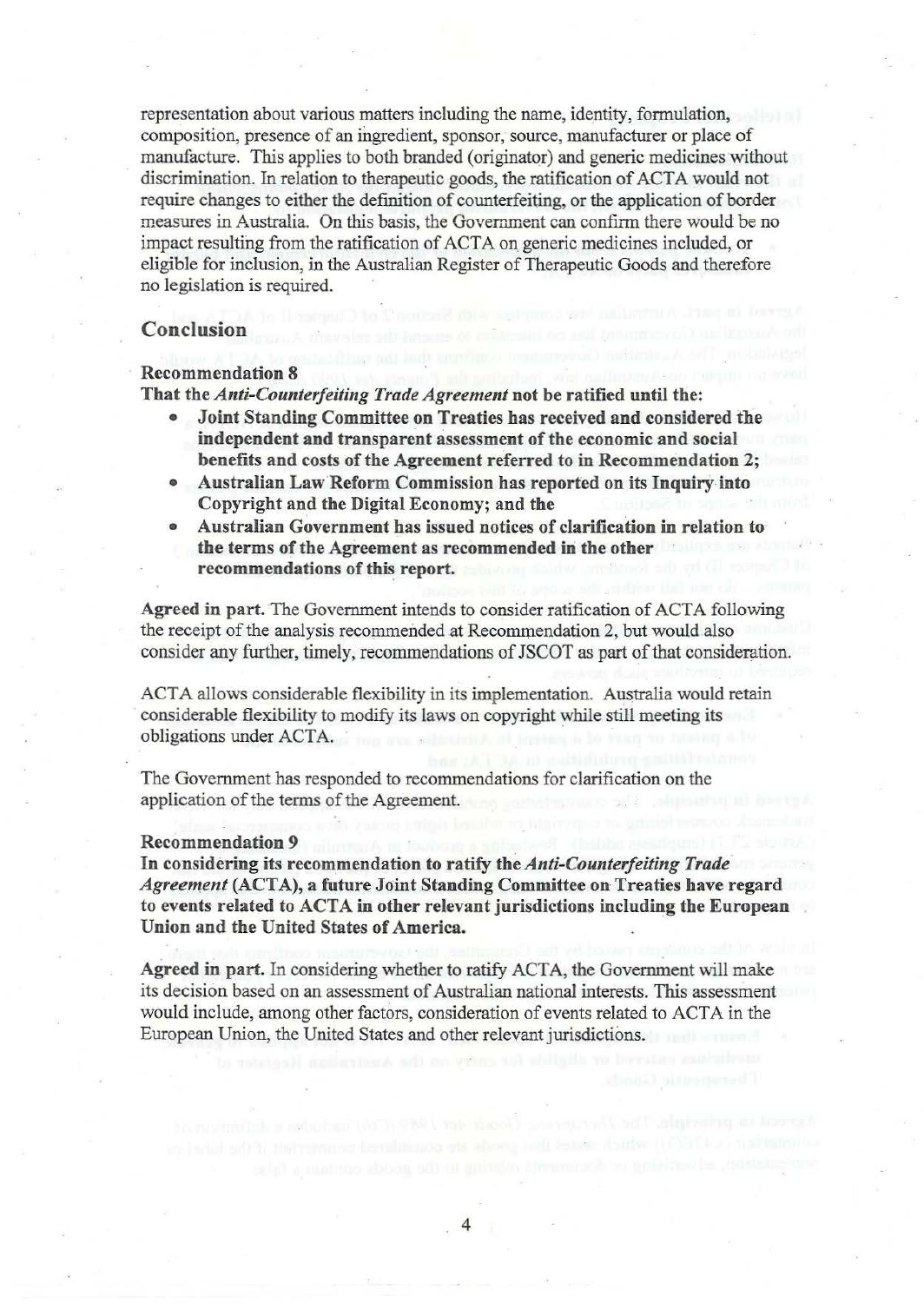representation about various matters including the name, identity, formulation, composition, presence of an ingredient, sponsor, source, manufacturer or place of manufacture. This applies to both branded (originator) and generic medicines without discrimination. In relation to therapeutic goods, the ratification of ACTA would not require changes to either the definition of counterfeiting, or the application of border measures in Australia. On this basis, the Government can confirm there would be no impact resulting from the ratification of ACTA on generic medicines included, or eligible for inclusion, in the Australian Register of Therapeutic Goods and therefore no legislation is required.

## Conclusion

**Recommendation 8**

**That the *Anti-Counterfeiting Trade Agreement* not be ratified until the:**

- **Joint Standing Committee on Treaties has received and considered the independent and transparent assessment of the economic and social benefits and costs of the Agreement referred to in Recommendation 2;**
- **Australian Law Reform Commission has reported on its Inquiry into Copyright and the Digital Economy; and the**
- **Australian Government has issued notices of clarification in relation to the terms of the Agreement as recommended in the other recommendations of this report.**

**Agreed in part.** The Government intends to consider ratification of ACTA following the receipt of the analysis recommended at Recommendation 2, but would also consider any further, timely, recommendations of JSCOT as part of that consideration.

ACTA allows considerable flexibility in its implementation. Australia would retain considerable flexibility to modify its laws on copyright while still meeting its obligations under ACTA.

The Government has responded to recommendations for clarification on the application of the terms of the Agreement.

**Recommendation 9**

**In considering its recommendation to ratify the *Anti-Counterfeiting Trade Agreement* (ACTA), a future Joint Standing Committee on Treaties have regard to events related to ACTA in other relevant jurisdictions including the European Union and the United States of America.**

**Agreed in part.** In considering whether to ratify ACTA, the Government will make its decision based on an assessment of Australian national interests. This assessment would include, among other factors, consideration of events related to ACTA in the European Union, the United States and other relevant jurisdictions.